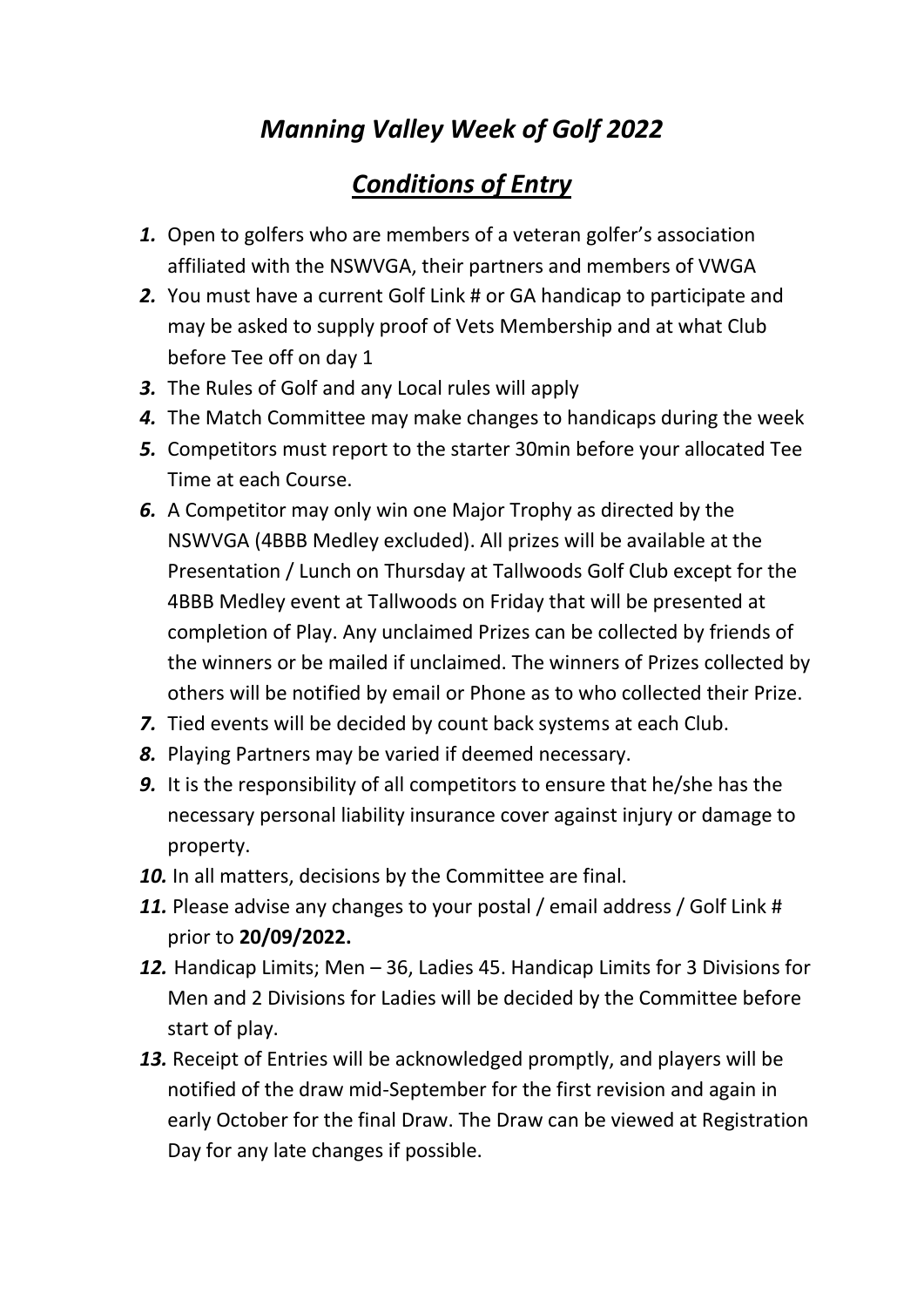# *Manning Valley Week of Golf 2022*

## ***Conditions of Entry***

1. Open to golfers who are members of a veteran golfer's association affiliated with the NSWVGA, their partners and members of VWGA
2. You must have a current Golf Link # or GA handicap to participate and may be asked to supply proof of Vets Membership and at what Club before Tee off on day 1
3. The Rules of Golf and any Local rules will apply
4. The Match Committee may make changes to handicaps during the week
5. Competitors must report to the starter 30min before your allocated Tee Time at each Course.
6. A Competitor may only win one Major Trophy as directed by the NSWVGA (4BBB Medley excluded). All prizes will be available at the Presentation / Lunch on Thursday at Tallwoods Golf Club except for the 4BBB Medley event at Tallwoods on Friday that will be presented at completion of Play. Any unclaimed Prizes can be collected by friends of the winners or be mailed if unclaimed. The winners of Prizes collected by others will be notified by email or Phone as to who collected their Prize.
7. Tied events will be decided by count back systems at each Club.
8. Playing Partners may be varied if deemed necessary.
9. It is the responsibility of all competitors to ensure that he/she has the necessary personal liability insurance cover against injury or damage to property.
10. In all matters, decisions by the Committee are final.
11. Please advise any changes to your postal / email address / Golf Link # prior to **20/09/2022.**
12. Handicap Limits; Men – 36, Ladies 45. Handicap Limits for 3 Divisions for Men and 2 Divisions for Ladies will be decided by the Committee before start of play.
13. Receipt of Entries will be acknowledged promptly, and players will be notified of the draw mid-September for the first revision and again in early October for the final Draw. The Draw can be viewed at Registration Day for any late changes if possible.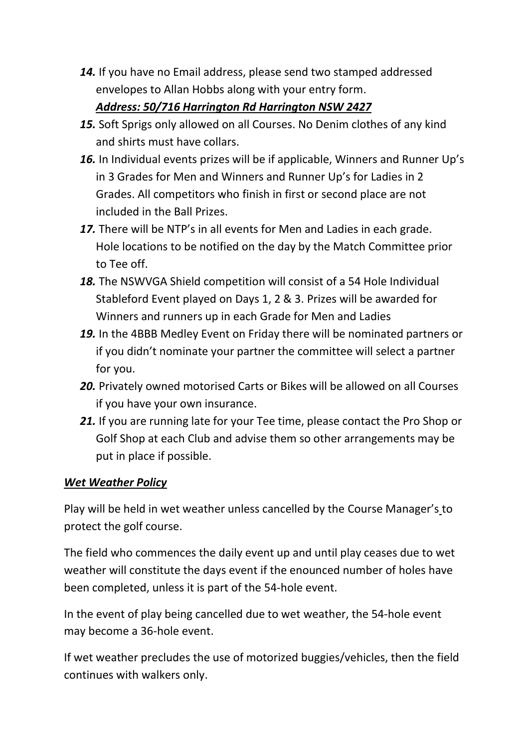14. If you have no Email address, please send two stamped addressed envelopes to Allan Hobbs along with your entry form.
    ***Address: 50/716 Harrington Rd Harrington NSW 2427***
15. Soft Sprigs only allowed on all Courses. No Denim clothes of any kind and shirts must have collars.
16. In Individual events prizes will be if applicable, Winners and Runner Up's in 3 Grades for Men and Winners and Runner Up's for Ladies in 2 Grades. All competitors who finish in first or second place are not included in the Ball Prizes.
17. There will be NTP's in all events for Men and Ladies in each grade. Hole locations to be notified on the day by the Match Committee prior to Tee off.
18. The NSWVGA Shield competition will consist of a 54 Hole Individual Stableford Event played on Days 1, 2 & 3. Prizes will be awarded for Winners and runners up in each Grade for Men and Ladies
19. In the 4BBB Medley Event on Friday there will be nominated partners or if you didn't nominate your partner the committee will select a partner for you.
20. Privately owned motorised Carts or Bikes will be allowed on all Courses if you have your own insurance.
21. If you are running late for your Tee time, please contact the Pro Shop or Golf Shop at each Club and advise them so other arrangements may be put in place if possible.

***Wet Weather Policy***

Play will be held in wet weather unless cancelled by the Course Manager's to protect the golf course.

The field who commences the daily event up and until play ceases due to wet weather will constitute the days event if the enounced number of holes have been completed, unless it is part of the 54-hole event.

In the event of play being cancelled due to wet weather, the 54-hole event may become a 36-hole event.

If wet weather precludes the use of motorized buggies/vehicles, then the field continues with walkers only.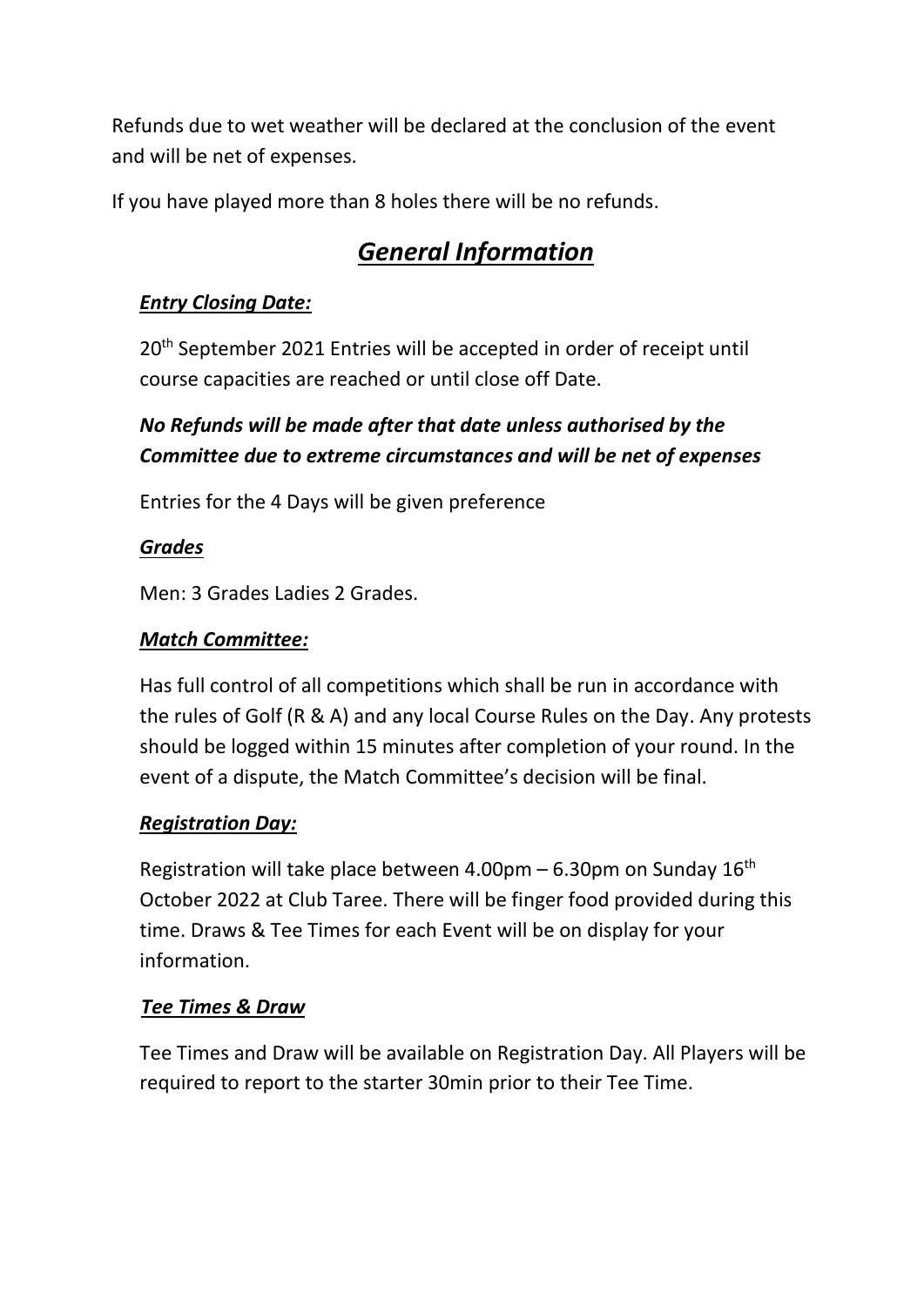Refunds due to wet weather will be declared at the conclusion of the event and will be net of expenses.

If you have played more than 8 holes there will be no refunds.

## *General Information*

### *Entry Closing Date:*

20th September 2021 Entries will be accepted in order of receipt until course capacities are reached or until close off Date.

***No Refunds will be made after that date unless authorised by the Committee due to extreme circumstances and will be net of expenses***

Entries for the 4 Days will be given preference

### *Grades*

Men: 3 Grades Ladies 2 Grades.

### *Match Committee:*

Has full control of all competitions which shall be run in accordance with the rules of Golf (R & A) and any local Course Rules on the Day. Any protests should be logged within 15 minutes after completion of your round. In the event of a dispute, the Match Committee's decision will be final.

### *Registration Day:*

Registration will take place between 4.00pm – 6.30pm on Sunday 16th October 2022 at Club Taree. There will be finger food provided during this time. Draws & Tee Times for each Event will be on display for your information.

### *Tee Times & Draw*

Tee Times and Draw will be available on Registration Day. All Players will be required to report to the starter 30min prior to their Tee Time.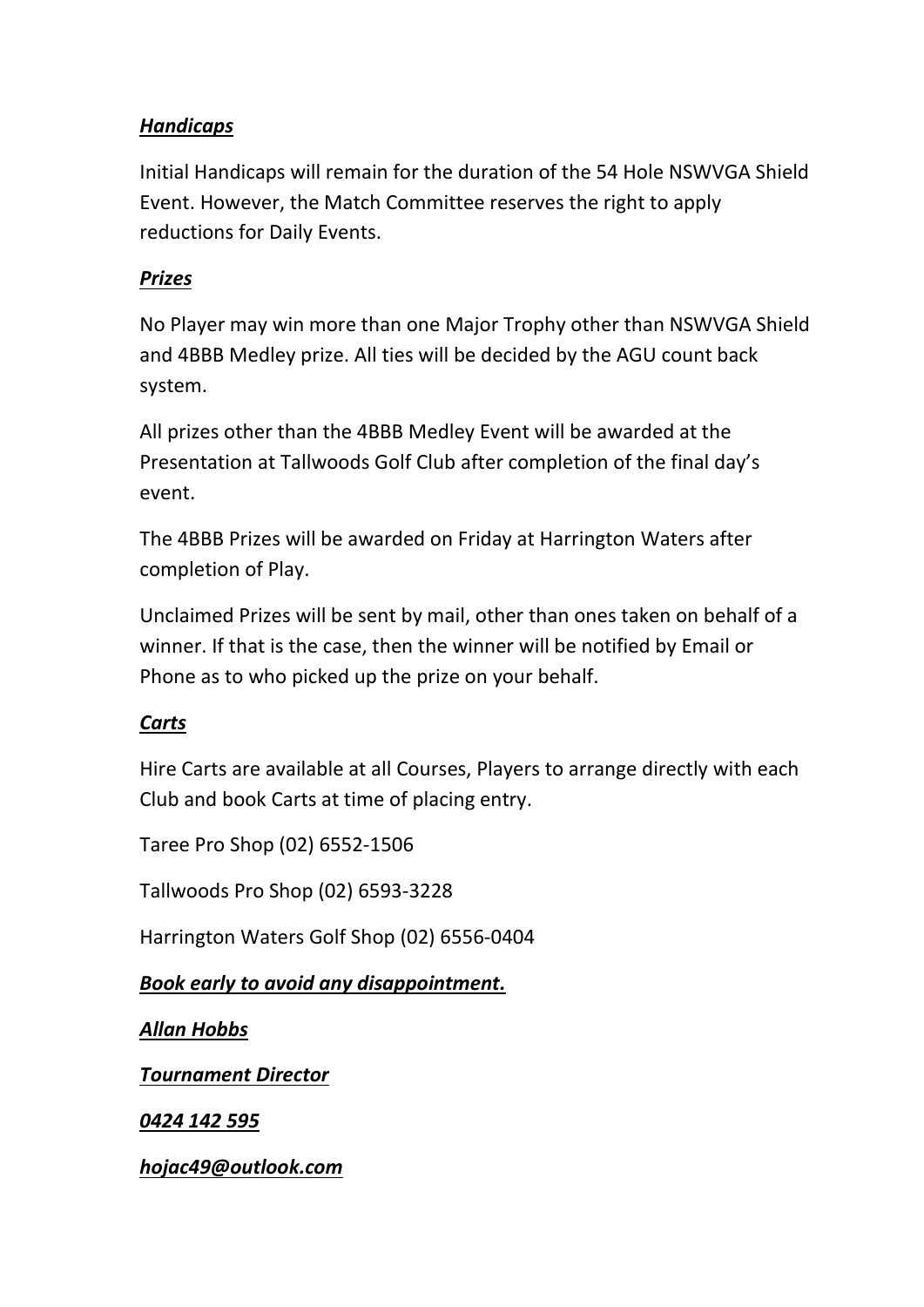***Handicaps***

Initial Handicaps will remain for the duration of the 54 Hole NSWVGA Shield Event. However, the Match Committee reserves the right to apply reductions for Daily Events.

***Prizes***

No Player may win more than one Major Trophy other than NSWVGA Shield and 4BBB Medley prize. All ties will be decided by the AGU count back system.

All prizes other than the 4BBB Medley Event will be awarded at the Presentation at Tallwoods Golf Club after completion of the final day's event.

The 4BBB Prizes will be awarded on Friday at Harrington Waters after completion of Play.

Unclaimed Prizes will be sent by mail, other than ones taken on behalf of a winner. If that is the case, then the winner will be notified by Email or Phone as to who picked up the prize on your behalf.

***Carts***

Hire Carts are available at all Courses, Players to arrange directly with each Club and book Carts at time of placing entry.

Taree Pro Shop (02) 6552-1506

Tallwoods Pro Shop (02) 6593-3228

Harrington Waters Golf Shop (02) 6556-0404

***Book early to avoid any disappointment.***

***Allan Hobbs***

***Tournament Director***

***0424 142 595***

***hojac49@outlook.com***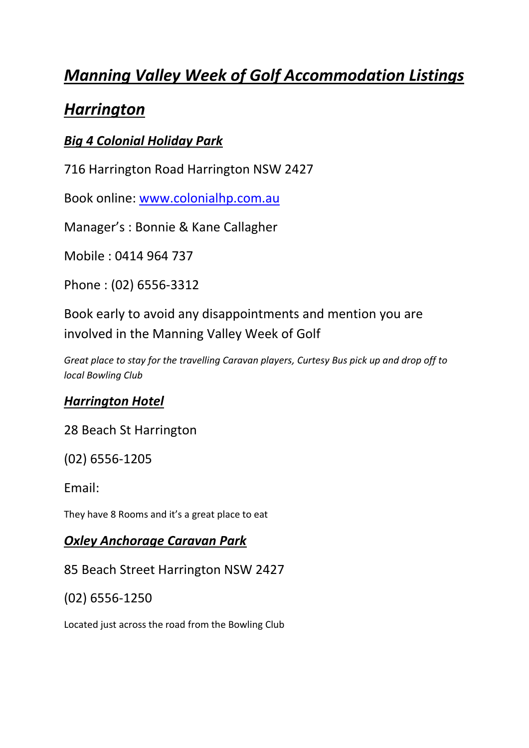# *Manning Valley Week of Golf Accommodation Listings*

## *Harrington*

### *Big 4 Colonial Holiday Park*

716 Harrington Road Harrington NSW 2427

Book online: [www.colonialhp.com.au](http://www.colonialhp.com.au)

Manager's : Bonnie & Kane Callagher

Mobile : 0414 964 737

Phone : (02) 6556-3312

Book early to avoid any disappointments and mention you are involved in the Manning Valley Week of Golf

*Great place to stay for the travelling Caravan players, Curtesy Bus pick up and drop off to local Bowling Club*

### *Harrington Hotel*

28 Beach St Harrington

(02) 6556-1205

Email:

They have 8 Rooms and it's a great place to eat

### *Oxley Anchorage Caravan Park*

85 Beach Street Harrington NSW 2427

(02) 6556-1250

Located just across the road from the Bowling Club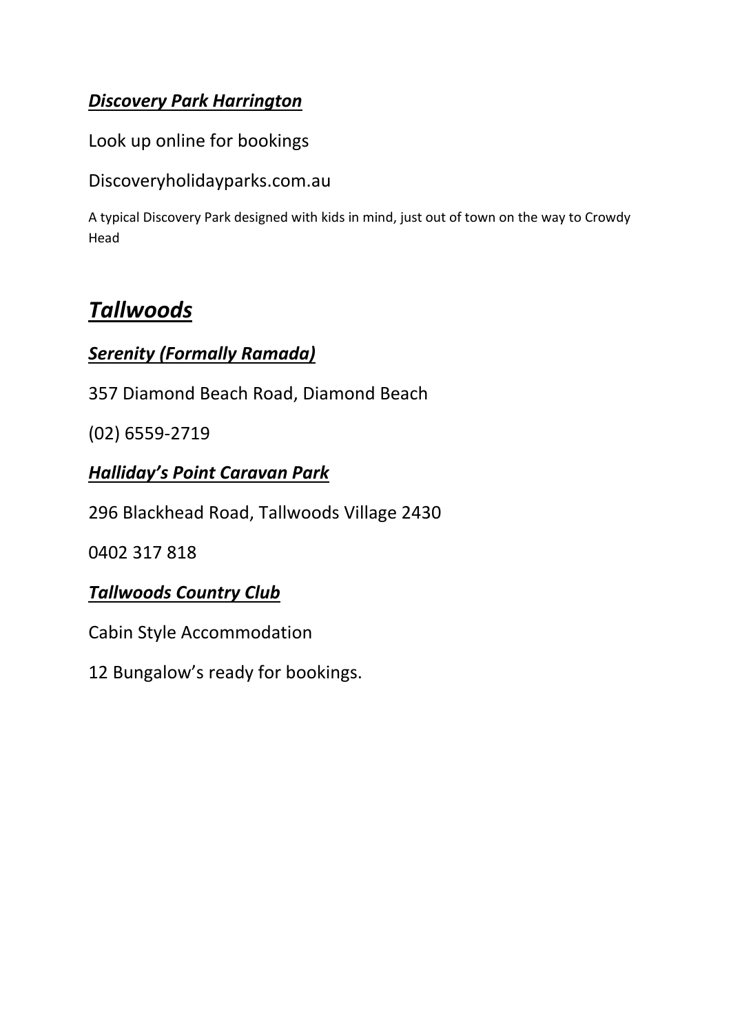### ***Discovery Park Harrington***

Look up online for bookings

Discoveryholidayparks.com.au

A typical Discovery Park designed with kids in mind, just out of town on the way to Crowdy Head

## ***Tallwoods***

### ***Serenity (Formally Ramada)***

357 Diamond Beach Road, Diamond Beach

(02) 6559-2719

### ***Halliday's Point Caravan Park***

296 Blackhead Road, Tallwoods Village 2430

0402 317 818

### ***Tallwoods Country Club***

Cabin Style Accommodation

12 Bungalow's ready for bookings.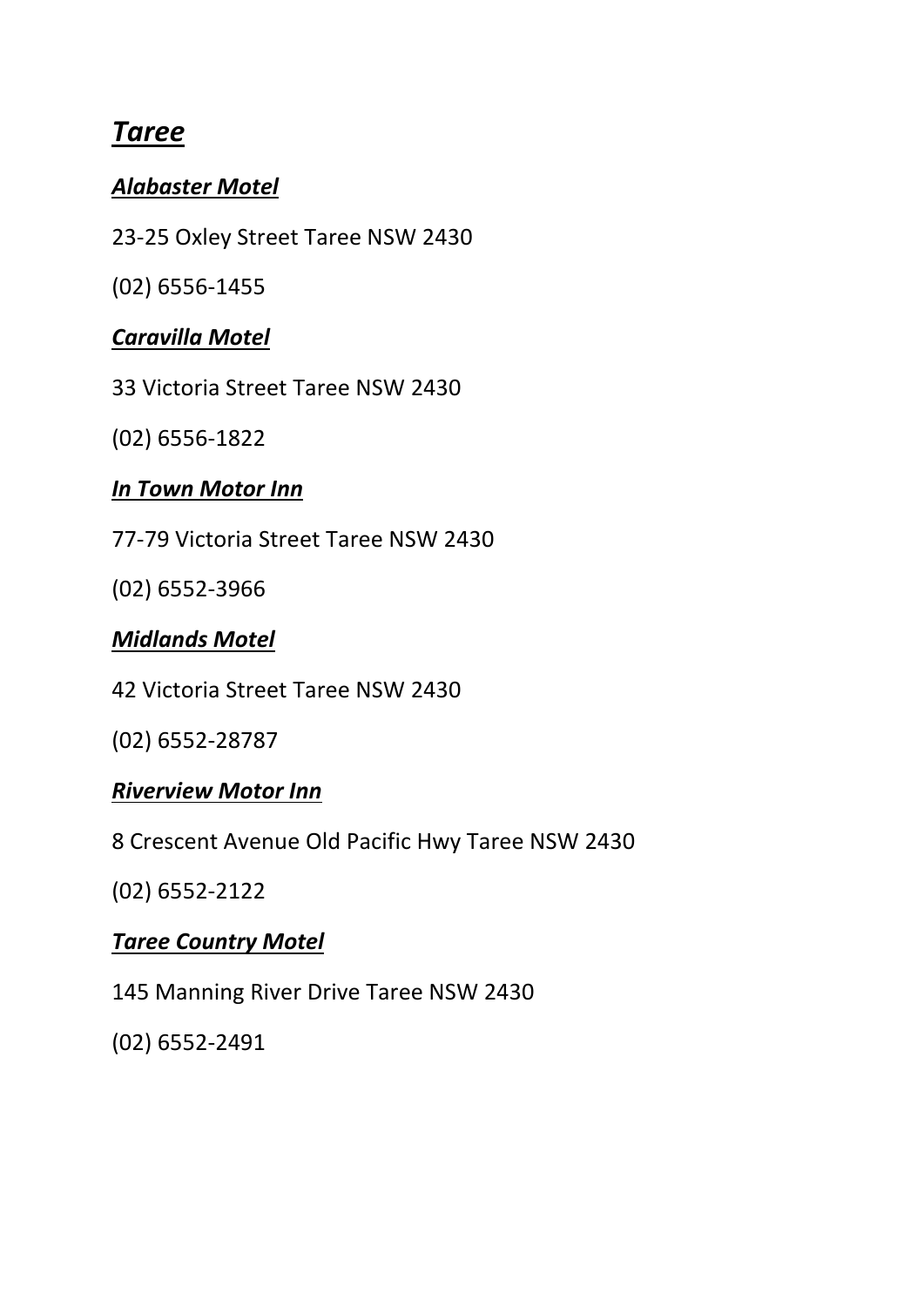## *Taree*

### *Alabaster Motel*

23-25 Oxley Street Taree NSW 2430

(02) 6556-1455

### *Caravilla Motel*

33 Victoria Street Taree NSW 2430

(02) 6556-1822

### *In Town Motor Inn*

77-79 Victoria Street Taree NSW 2430

(02) 6552-3966

### *Midlands Motel*

42 Victoria Street Taree NSW 2430

(02) 6552-28787

### *Riverview Motor Inn*

8 Crescent Avenue Old Pacific Hwy Taree NSW 2430

(02) 6552-2122

### *Taree Country Motel*

145 Manning River Drive Taree NSW 2430

(02) 6552-2491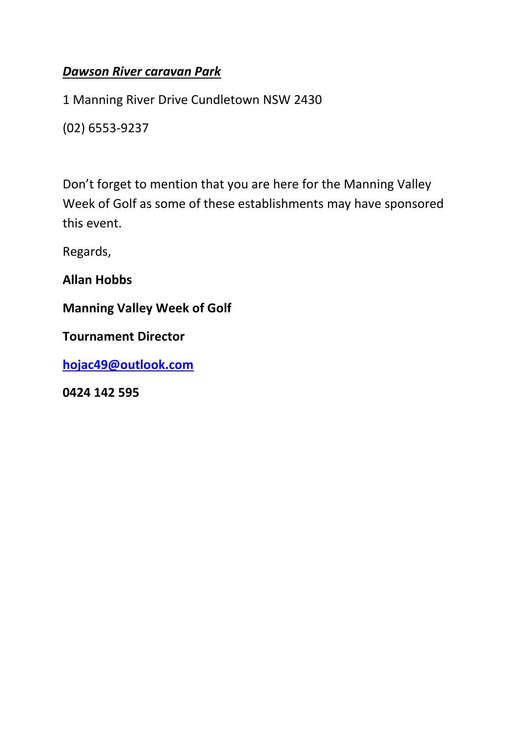***<u>Dawson River caravan Park</u>***

1 Manning River Drive Cundletown NSW 2430

(02) 6553-9237

Don't forget to mention that you are here for the Manning Valley Week of Golf as some of these establishments may have sponsored this event.

Regards,

**Allan Hobbs**

**Manning Valley Week of Golf**

**Tournament Director**

**hojac49@outlook.com**

**0424 142 595**